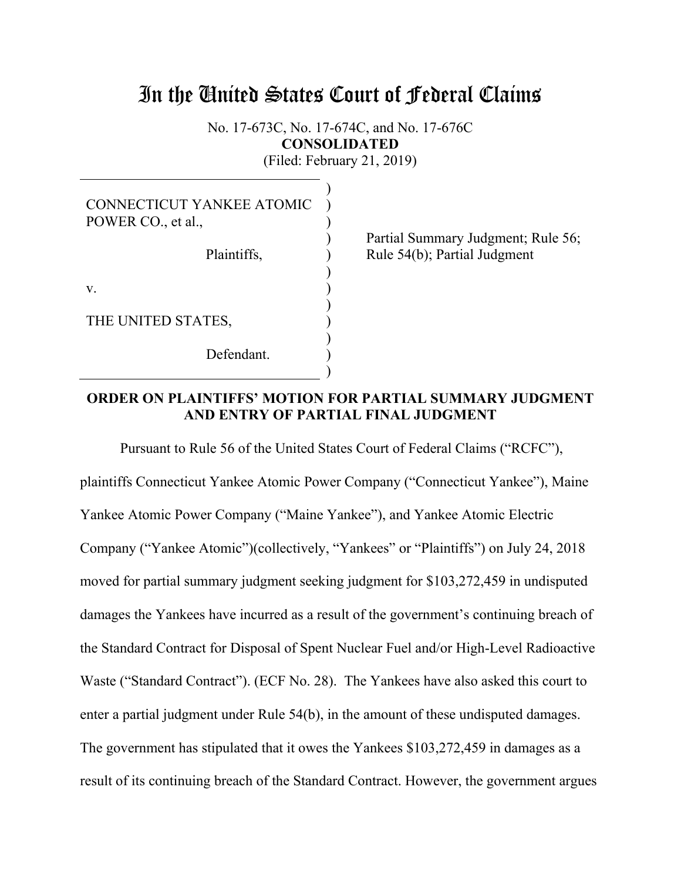# In the United States Court of Federal Claims

No. 17-673C, No. 17-674C, and No. 17-676C
**CONSOLIDATED**
(Filed: February 21, 2019)

| | |
|---|---|
| CONNECTICUT YANKEE ATOMIC POWER CO., et al., Plaintiffs, v. THE UNITED STATES, Defendant. | Partial Summary Judgment; Rule 56; Rule 54(b); Partial Judgment |

**ORDER ON PLAINTIFFS' MOTION FOR PARTIAL SUMMARY JUDGMENT AND ENTRY OF PARTIAL FINAL JUDGMENT**

Pursuant to Rule 56 of the United States Court of Federal Claims ("RCFC"), plaintiffs Connecticut Yankee Atomic Power Company ("Connecticut Yankee"), Maine Yankee Atomic Power Company ("Maine Yankee"), and Yankee Atomic Electric Company ("Yankee Atomic")(collectively, "Yankees" or "Plaintiffs") on July 24, 2018 moved for partial summary judgment seeking judgment for $103,272,459 in undisputed damages the Yankees have incurred as a result of the government's continuing breach of the Standard Contract for Disposal of Spent Nuclear Fuel and/or High-Level Radioactive Waste ("Standard Contract"). (ECF No. 28). The Yankees have also asked this court to enter a partial judgment under Rule 54(b), in the amount of these undisputed damages. The government has stipulated that it owes the Yankees $103,272,459 in damages as a result of its continuing breach of the Standard Contract. However, the government argues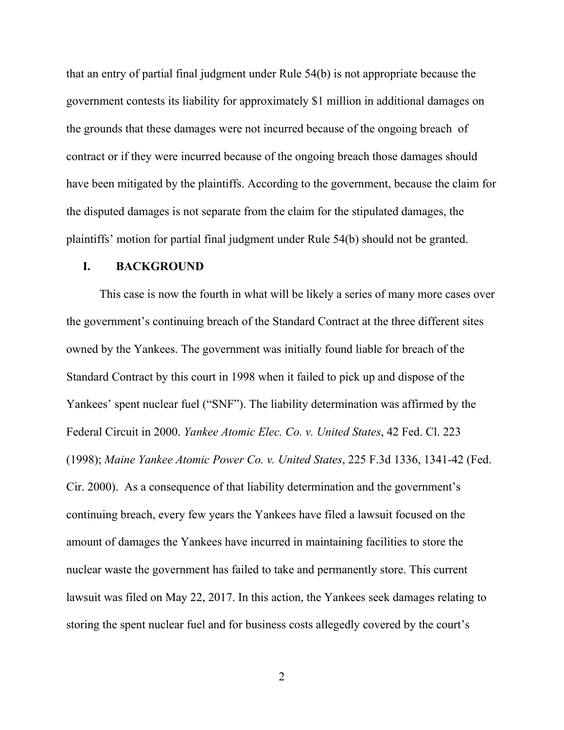that an entry of partial final judgment under Rule 54(b) is not appropriate because the government contests its liability for approximately $1 million in additional damages on the grounds that these damages were not incurred because of the ongoing breach of contract or if they were incurred because of the ongoing breach those damages should have been mitigated by the plaintiffs. According to the government, because the claim for the disputed damages is not separate from the claim for the stipulated damages, the plaintiffs' motion for partial final judgment under Rule 54(b) should not be granted.

## I. BACKGROUND

This case is now the fourth in what will be likely a series of many more cases over the government's continuing breach of the Standard Contract at the three different sites owned by the Yankees. The government was initially found liable for breach of the Standard Contract by this court in 1998 when it failed to pick up and dispose of the Yankees' spent nuclear fuel ("SNF"). The liability determination was affirmed by the Federal Circuit in 2000. *Yankee Atomic Elec. Co. v. United States*, 42 Fed. Cl. 223 (1998); *Maine Yankee Atomic Power Co. v. United States*, 225 F.3d 1336, 1341-42 (Fed. Cir. 2000). As a consequence of that liability determination and the government's continuing breach, every few years the Yankees have filed a lawsuit focused on the amount of damages the Yankees have incurred in maintaining facilities to store the nuclear waste the government has failed to take and permanently store. This current lawsuit was filed on May 22, 2017. In this action, the Yankees seek damages relating to storing the spent nuclear fuel and for business costs allegedly covered by the court's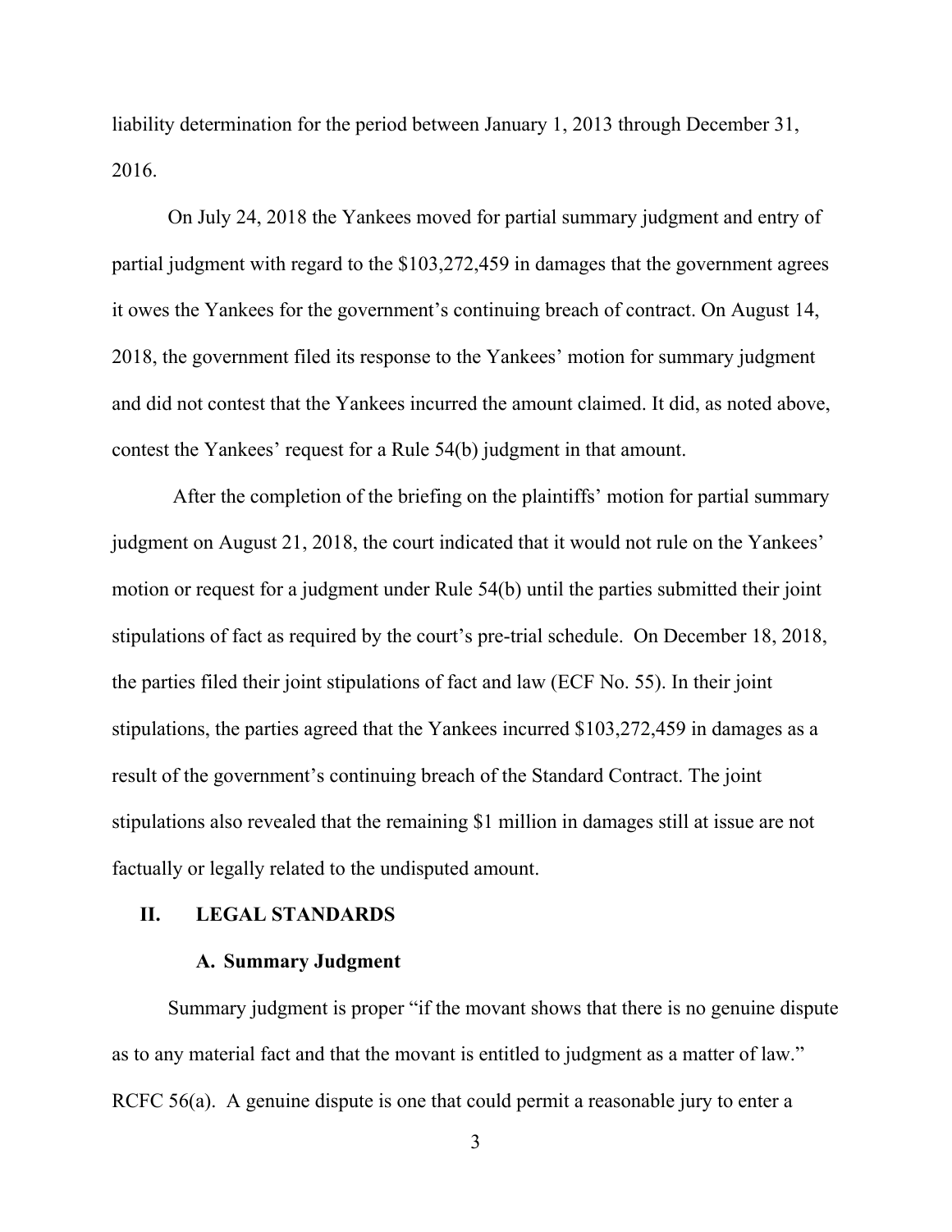liability determination for the period between January 1, 2013 through December 31, 2016.

On July 24, 2018 the Yankees moved for partial summary judgment and entry of partial judgment with regard to the $103,272,459 in damages that the government agrees it owes the Yankees for the government's continuing breach of contract. On August 14, 2018, the government filed its response to the Yankees' motion for summary judgment and did not contest that the Yankees incurred the amount claimed. It did, as noted above, contest the Yankees' request for a Rule 54(b) judgment in that amount.

After the completion of the briefing on the plaintiffs' motion for partial summary judgment on August 21, 2018, the court indicated that it would not rule on the Yankees' motion or request for a judgment under Rule 54(b) until the parties submitted their joint stipulations of fact as required by the court's pre-trial schedule. On December 18, 2018, the parties filed their joint stipulations of fact and law (ECF No. 55). In their joint stipulations, the parties agreed that the Yankees incurred $103,272,459 in damages as a result of the government's continuing breach of the Standard Contract. The joint stipulations also revealed that the remaining $1 million in damages still at issue are not factually or legally related to the undisputed amount.

## II. LEGAL STANDARDS

### A. Summary Judgment

Summary judgment is proper "if the movant shows that there is no genuine dispute as to any material fact and that the movant is entitled to judgment as a matter of law." RCFC 56(a). A genuine dispute is one that could permit a reasonable jury to enter a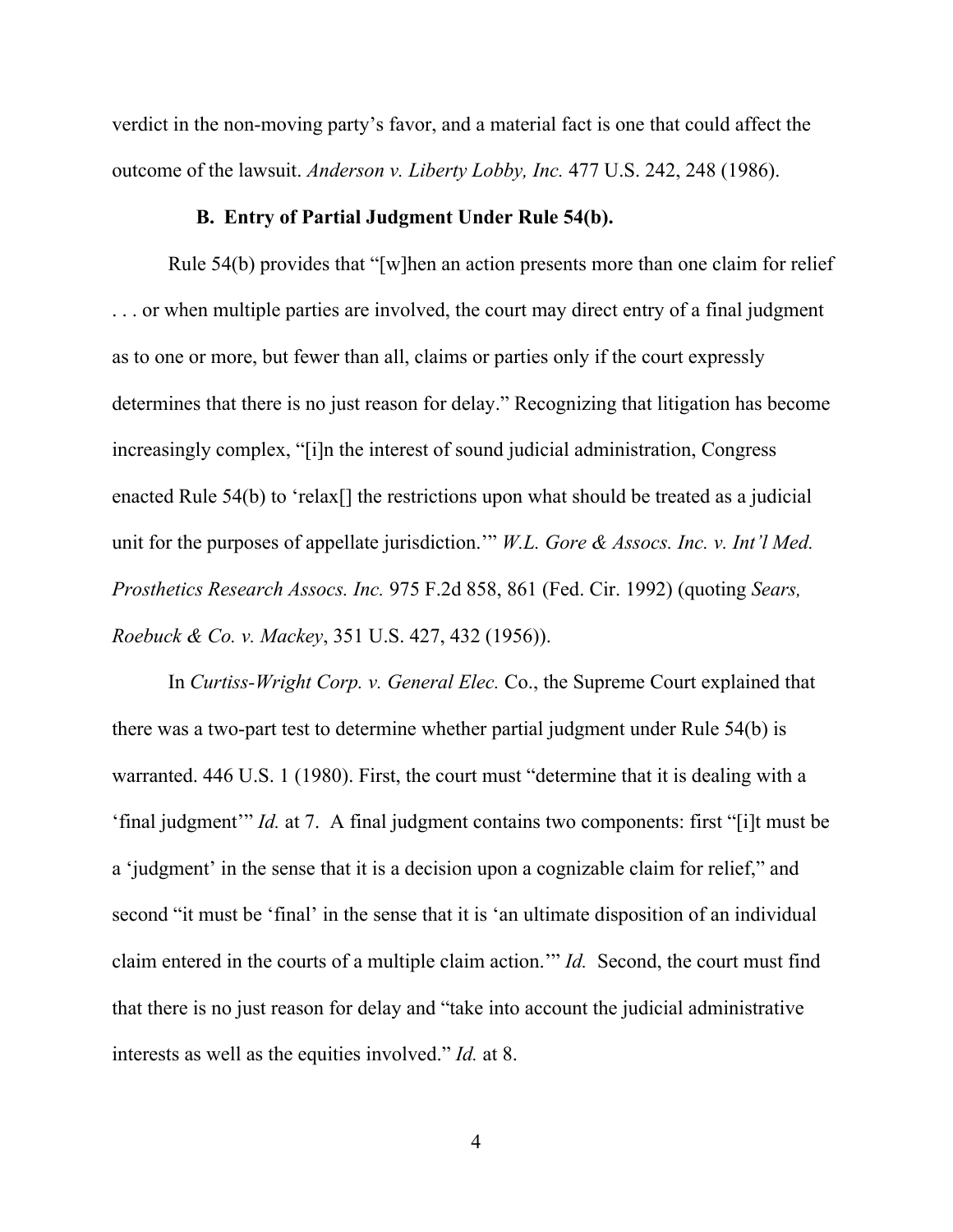verdict in the non-moving party's favor, and a material fact is one that could affect the outcome of the lawsuit. *Anderson v. Liberty Lobby, Inc.* 477 U.S. 242, 248 (1986).

### B. Entry of Partial Judgment Under Rule 54(b).

Rule 54(b) provides that "[w]hen an action presents more than one claim for relief . . . or when multiple parties are involved, the court may direct entry of a final judgment as to one or more, but fewer than all, claims or parties only if the court expressly determines that there is no just reason for delay." Recognizing that litigation has become increasingly complex, "[i]n the interest of sound judicial administration, Congress enacted Rule 54(b) to 'relax[] the restrictions upon what should be treated as a judicial unit for the purposes of appellate jurisdiction.'" *W.L. Gore & Assocs. Inc. v. Int'l Med. Prosthetics Research Assocs. Inc.* 975 F.2d 858, 861 (Fed. Cir. 1992) (quoting *Sears, Roebuck & Co. v. Mackey*, 351 U.S. 427, 432 (1956)).

In *Curtiss-Wright Corp. v. General Elec.* Co., the Supreme Court explained that there was a two-part test to determine whether partial judgment under Rule 54(b) is warranted. 446 U.S. 1 (1980). First, the court must "determine that it is dealing with a 'final judgment'" *Id.* at 7. A final judgment contains two components: first "[i]t must be a 'judgment' in the sense that it is a decision upon a cognizable claim for relief," and second "it must be 'final' in the sense that it is 'an ultimate disposition of an individual claim entered in the courts of a multiple claim action.'" *Id.* Second, the court must find that there is no just reason for delay and "take into account the judicial administrative interests as well as the equities involved." *Id.* at 8.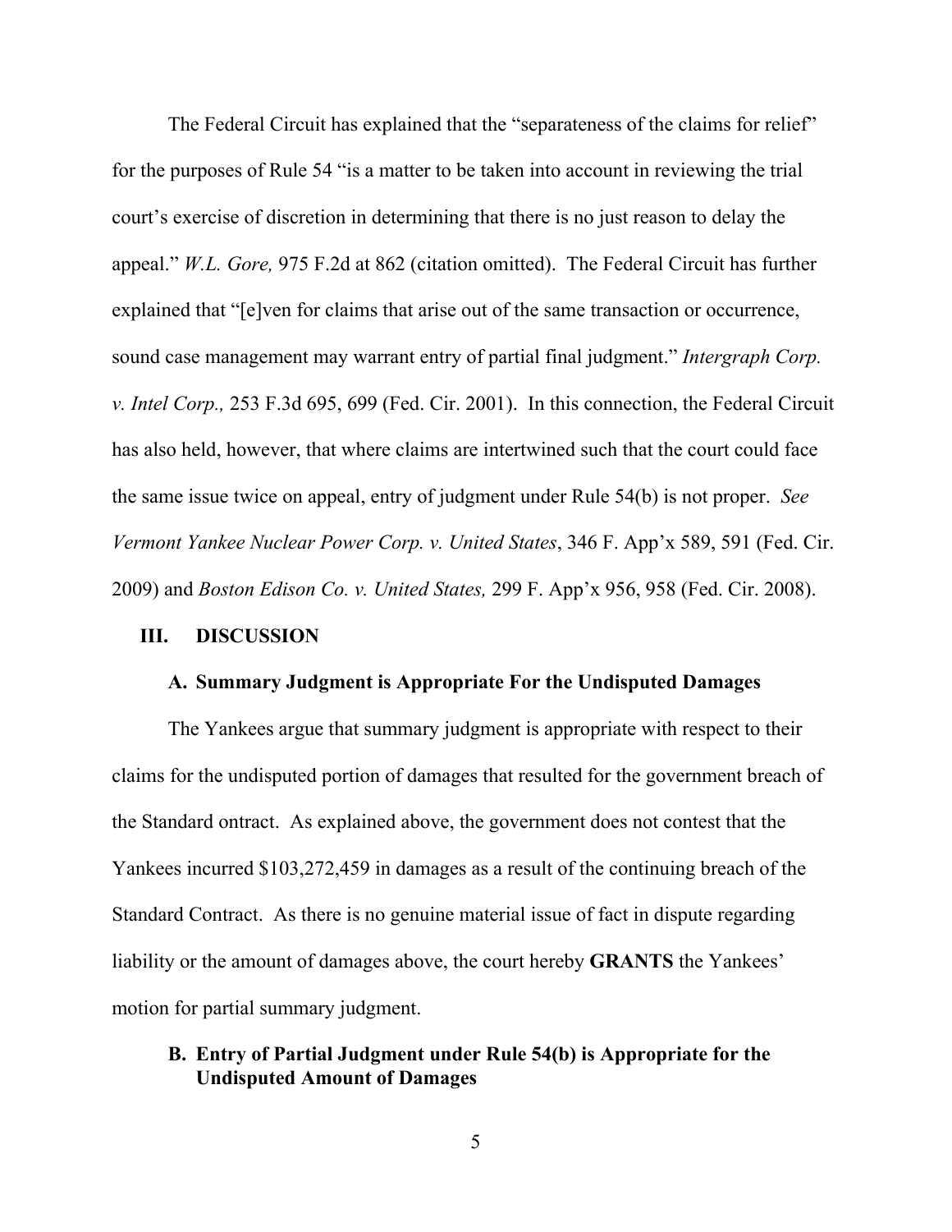The Federal Circuit has explained that the "separateness of the claims for relief" for the purposes of Rule 54 "is a matter to be taken into account in reviewing the trial court's exercise of discretion in determining that there is no just reason to delay the appeal." *W.L. Gore,* 975 F.2d at 862 (citation omitted). The Federal Circuit has further explained that "[e]ven for claims that arise out of the same transaction or occurrence, sound case management may warrant entry of partial final judgment." *Intergraph Corp. v. Intel Corp.,* 253 F.3d 695, 699 (Fed. Cir. 2001). In this connection, the Federal Circuit has also held, however, that where claims are intertwined such that the court could face the same issue twice on appeal, entry of judgment under Rule 54(b) is not proper. *See Vermont Yankee Nuclear Power Corp. v. United States*, 346 F. App'x 589, 591 (Fed. Cir. 2009) and *Boston Edison Co. v. United States,* 299 F. App'x 956, 958 (Fed. Cir. 2008).

## III. DISCUSSION

### A. Summary Judgment is Appropriate For the Undisputed Damages

The Yankees argue that summary judgment is appropriate with respect to their claims for the undisputed portion of damages that resulted for the government breach of the Standard ontract. As explained above, the government does not contest that the Yankees incurred $103,272,459 in damages as a result of the continuing breach of the Standard Contract. As there is no genuine material issue of fact in dispute regarding liability or the amount of damages above, the court hereby **GRANTS** the Yankees' motion for partial summary judgment.

### B. Entry of Partial Judgment under Rule 54(b) is Appropriate for the Undisputed Amount of Damages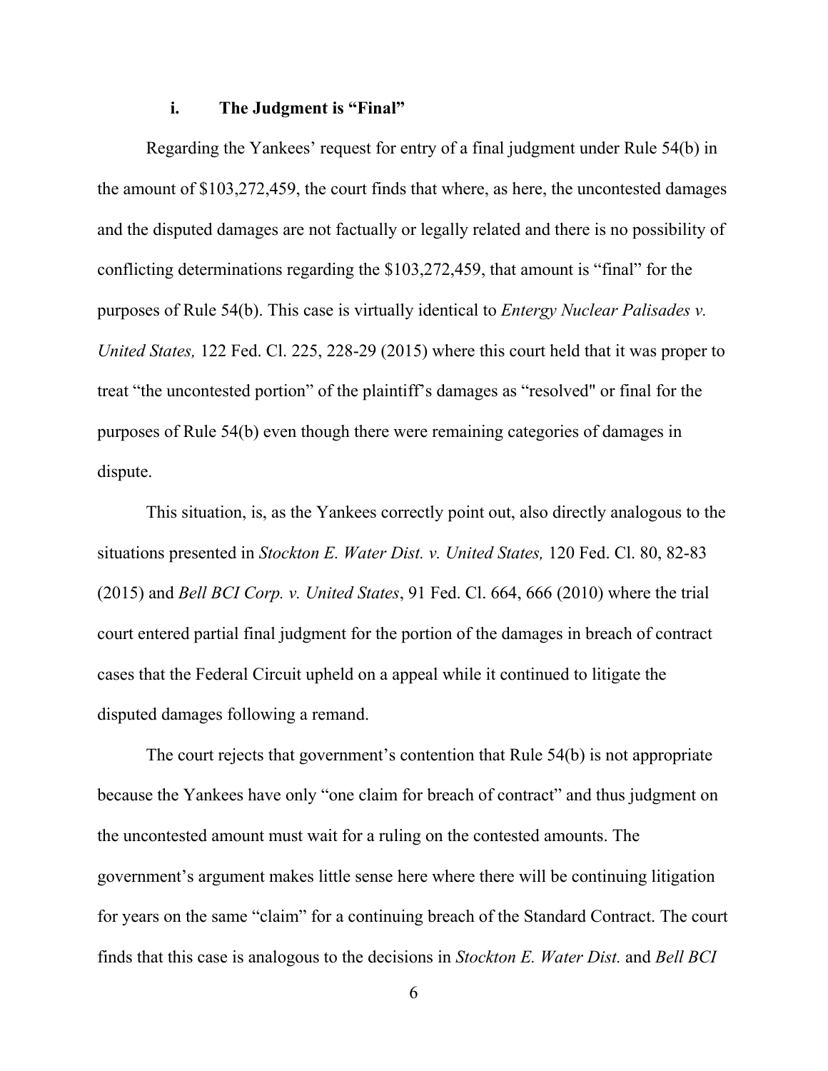### i. The Judgment is "Final"

Regarding the Yankees' request for entry of a final judgment under Rule 54(b) in the amount of $103,272,459, the court finds that where, as here, the uncontested damages and the disputed damages are not factually or legally related and there is no possibility of conflicting determinations regarding the $103,272,459, that amount is "final" for the purposes of Rule 54(b). This case is virtually identical to *Entergy Nuclear Palisades v. United States,* 122 Fed. Cl. 225, 228-29 (2015) where this court held that it was proper to treat "the uncontested portion" of the plaintiff's damages as "resolved" or final for the purposes of Rule 54(b) even though there were remaining categories of damages in dispute.

This situation, is, as the Yankees correctly point out, also directly analogous to the situations presented in *Stockton E. Water Dist. v. United States,* 120 Fed. Cl. 80, 82-83 (2015) and *Bell BCI Corp. v. United States*, 91 Fed. Cl. 664, 666 (2010) where the trial court entered partial final judgment for the portion of the damages in breach of contract cases that the Federal Circuit upheld on a appeal while it continued to litigate the disputed damages following a remand.

The court rejects that government's contention that Rule 54(b) is not appropriate because the Yankees have only "one claim for breach of contract" and thus judgment on the uncontested amount must wait for a ruling on the contested amounts. The government's argument makes little sense here where there will be continuing litigation for years on the same "claim" for a continuing breach of the Standard Contract. The court finds that this case is analogous to the decisions in *Stockton E. Water Dist.* and *Bell BCI*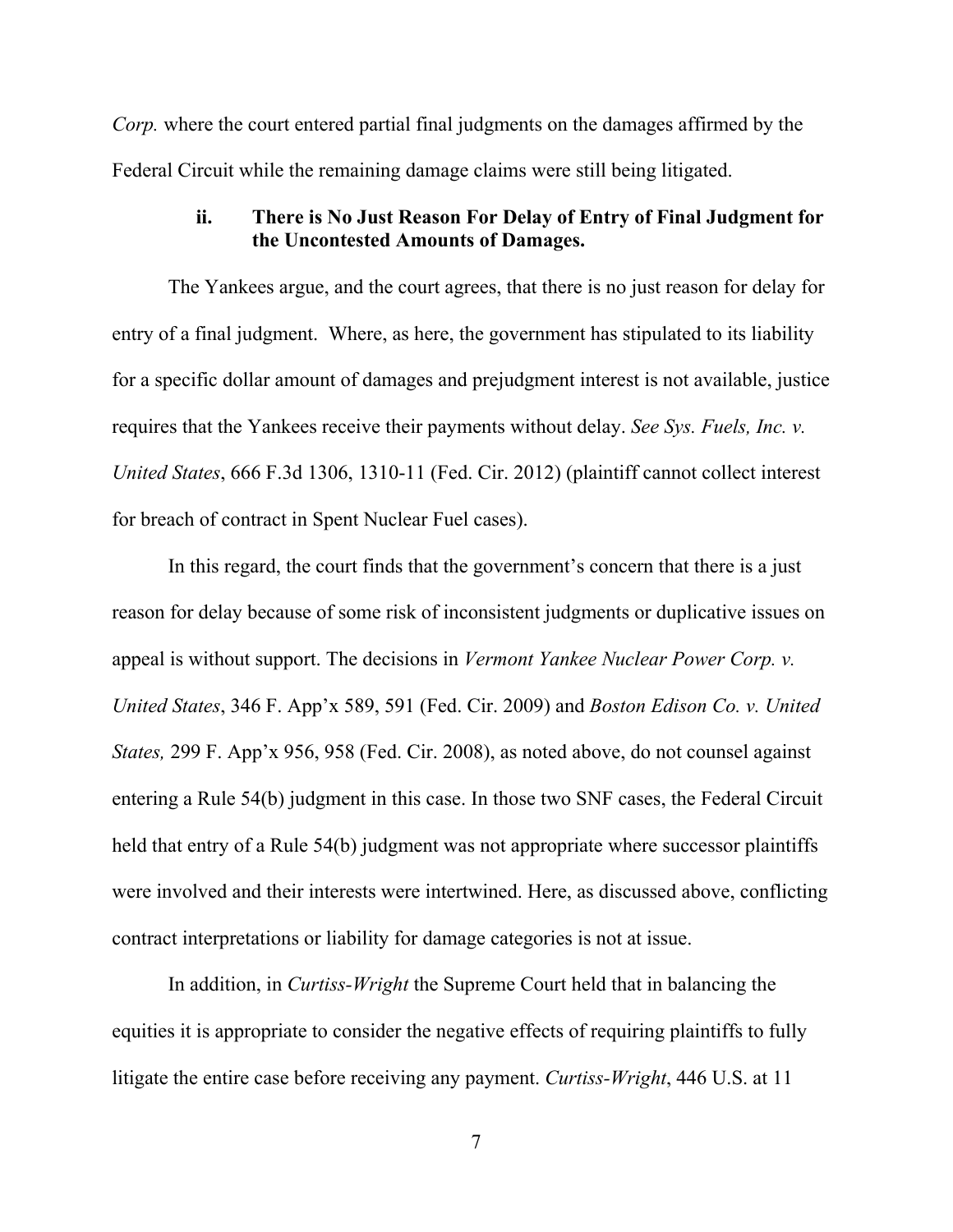*Corp.* where the court entered partial final judgments on the damages affirmed by the Federal Circuit while the remaining damage claims were still being litigated.

### ii. There is No Just Reason For Delay of Entry of Final Judgment for the Uncontested Amounts of Damages.

The Yankees argue, and the court agrees, that there is no just reason for delay for entry of a final judgment. Where, as here, the government has stipulated to its liability for a specific dollar amount of damages and prejudgment interest is not available, justice requires that the Yankees receive their payments without delay. *See Sys. Fuels, Inc. v. United States*, 666 F.3d 1306, 1310-11 (Fed. Cir. 2012) (plaintiff cannot collect interest for breach of contract in Spent Nuclear Fuel cases).

In this regard, the court finds that the government's concern that there is a just reason for delay because of some risk of inconsistent judgments or duplicative issues on appeal is without support. The decisions in *Vermont Yankee Nuclear Power Corp. v. United States*, 346 F. App'x 589, 591 (Fed. Cir. 2009) and *Boston Edison Co. v. United States,* 299 F. App'x 956, 958 (Fed. Cir. 2008), as noted above, do not counsel against entering a Rule 54(b) judgment in this case. In those two SNF cases, the Federal Circuit held that entry of a Rule 54(b) judgment was not appropriate where successor plaintiffs were involved and their interests were intertwined. Here, as discussed above, conflicting contract interpretations or liability for damage categories is not at issue.

In addition, in *Curtiss-Wright* the Supreme Court held that in balancing the equities it is appropriate to consider the negative effects of requiring plaintiffs to fully litigate the entire case before receiving any payment. *Curtiss-Wright*, 446 U.S. at 11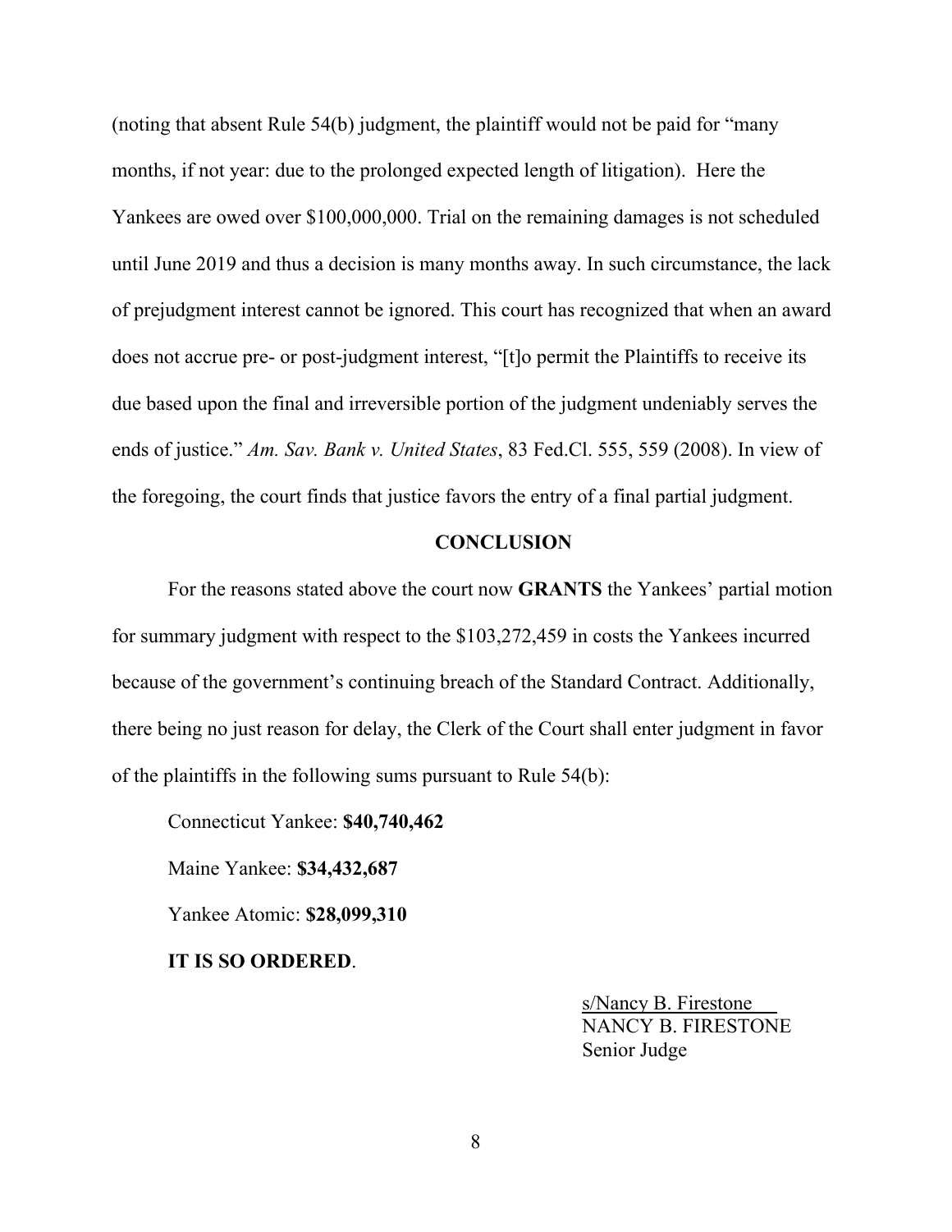(noting that absent Rule 54(b) judgment, the plaintiff would not be paid for "many months, if not year: due to the prolonged expected length of litigation). Here the Yankees are owed over $100,000,000. Trial on the remaining damages is not scheduled until June 2019 and thus a decision is many months away. In such circumstance, the lack of prejudgment interest cannot be ignored. This court has recognized that when an award does not accrue pre- or post-judgment interest, "[t]o permit the Plaintiffs to receive its due based upon the final and irreversible portion of the judgment undeniably serves the ends of justice." *Am. Sav. Bank v. United States*, 83 Fed.Cl. 555, 559 (2008). In view of the foregoing, the court finds that justice favors the entry of a final partial judgment.

## CONCLUSION

For the reasons stated above the court now **GRANTS** the Yankees' partial motion for summary judgment with respect to the $103,272,459 in costs the Yankees incurred because of the government's continuing breach of the Standard Contract. Additionally, there being no just reason for delay, the Clerk of the Court shall enter judgment in favor of the plaintiffs in the following sums pursuant to Rule 54(b):

Connecticut Yankee: **$40,740,462**

Maine Yankee: **$34,432,687**

Yankee Atomic: **$28,099,310**

**IT IS SO ORDERED**.

s/Nancy B. Firestone
NANCY B. FIRESTONE
Senior Judge